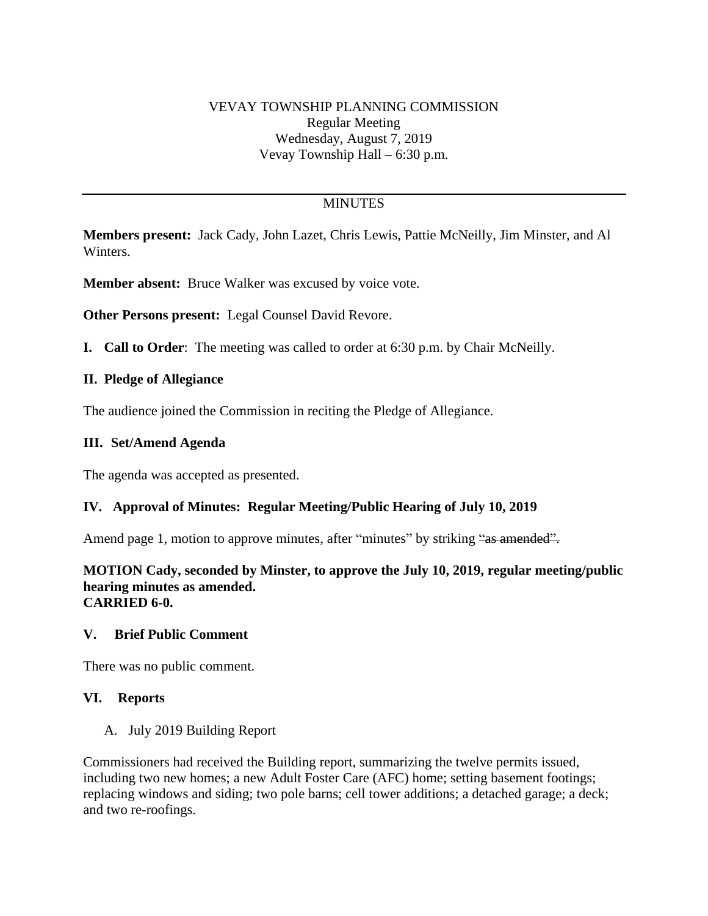VEVAY TOWNSHIP PLANNING COMMISSION
Regular Meeting
Wednesday, August 7, 2019
Vevay Township Hall – 6:30 p.m.

---

MINUTES

**Members present:** Jack Cady, John Lazet, Chris Lewis, Pattie McNeilly, Jim Minster, and Al Winters.

**Member absent:** Bruce Walker was excused by voice vote.

**Other Persons present:** Legal Counsel David Revore.

**I. Call to Order**: The meeting was called to order at 6:30 p.m. by Chair McNeilly.

**II. Pledge of Allegiance**

The audience joined the Commission in reciting the Pledge of Allegiance.

**III. Set/Amend Agenda**

The agenda was accepted as presented.

**IV. Approval of Minutes: Regular Meeting/Public Hearing of July 10, 2019**

Amend page 1, motion to approve minutes, after "minutes" by striking ~~"as amended".~~

**MOTION Cady, seconded by Minster, to approve the July 10, 2019, regular meeting/public hearing minutes as amended.**
**CARRIED 6-0.**

**V. Brief Public Comment**

There was no public comment.

**VI. Reports**

A. July 2019 Building Report

Commissioners had received the Building report, summarizing the twelve permits issued, including two new homes; a new Adult Foster Care (AFC) home; setting basement footings; replacing windows and siding; two pole barns; cell tower additions; a detached garage; a deck; and two re-roofings.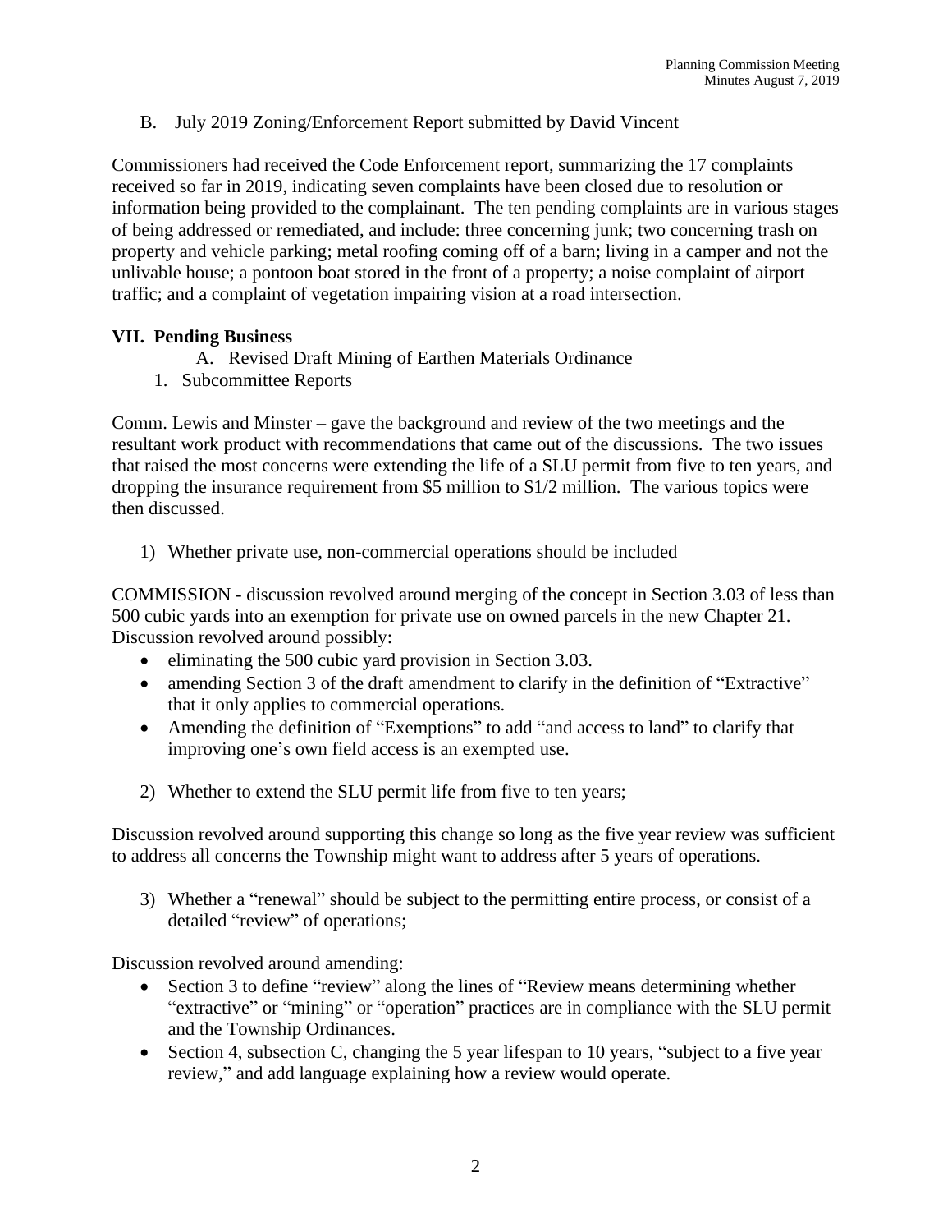B. July 2019 Zoning/Enforcement Report submitted by David Vincent

Commissioners had received the Code Enforcement report, summarizing the 17 complaints received so far in 2019, indicating seven complaints have been closed due to resolution or information being provided to the complainant. The ten pending complaints are in various stages of being addressed or remediated, and include: three concerning junk; two concerning trash on property and vehicle parking; metal roofing coming off of a barn; living in a camper and not the unlivable house; a pontoon boat stored in the front of a property; a noise complaint of airport traffic; and a complaint of vegetation impairing vision at a road intersection.

**VII. Pending Business**

A. Revised Draft Mining of Earthen Materials Ordinance

1. Subcommittee Reports

Comm. Lewis and Minster – gave the background and review of the two meetings and the resultant work product with recommendations that came out of the discussions. The two issues that raised the most concerns were extending the life of a SLU permit from five to ten years, and dropping the insurance requirement from $5 million to $1/2 million. The various topics were then discussed.

1) Whether private use, non-commercial operations should be included

COMMISSION - discussion revolved around merging of the concept in Section 3.03 of less than 500 cubic yards into an exemption for private use on owned parcels in the new Chapter 21. Discussion revolved around possibly:

- eliminating the 500 cubic yard provision in Section 3.03.
- amending Section 3 of the draft amendment to clarify in the definition of "Extractive" that it only applies to commercial operations.
- Amending the definition of "Exemptions" to add "and access to land" to clarify that improving one's own field access is an exempted use.

2) Whether to extend the SLU permit life from five to ten years;

Discussion revolved around supporting this change so long as the five year review was sufficient to address all concerns the Township might want to address after 5 years of operations.

3) Whether a "renewal" should be subject to the permitting entire process, or consist of a detailed "review" of operations;

Discussion revolved around amending:

- Section 3 to define "review" along the lines of "Review means determining whether "extractive" or "mining" or "operation" practices are in compliance with the SLU permit and the Township Ordinances.
- Section 4, subsection C, changing the 5 year lifespan to 10 years, "subject to a five year review," and add language explaining how a review would operate.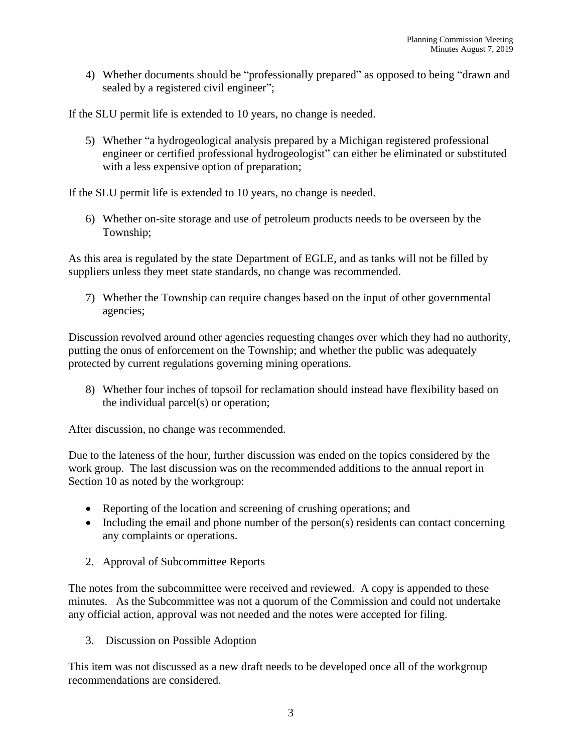4) Whether documents should be "professionally prepared" as opposed to being "drawn and sealed by a registered civil engineer";

If the SLU permit life is extended to 10 years, no change is needed.

5) Whether "a hydrogeological analysis prepared by a Michigan registered professional engineer or certified professional hydrogeologist" can either be eliminated or substituted with a less expensive option of preparation;

If the SLU permit life is extended to 10 years, no change is needed.

6) Whether on-site storage and use of petroleum products needs to be overseen by the Township;

As this area is regulated by the state Department of EGLE, and as tanks will not be filled by suppliers unless they meet state standards, no change was recommended.

7) Whether the Township can require changes based on the input of other governmental agencies;

Discussion revolved around other agencies requesting changes over which they had no authority, putting the onus of enforcement on the Township; and whether the public was adequately protected by current regulations governing mining operations.

8) Whether four inches of topsoil for reclamation should instead have flexibility based on the individual parcel(s) or operation;

After discussion, no change was recommended.

Due to the lateness of the hour, further discussion was ended on the topics considered by the work group. The last discussion was on the recommended additions to the annual report in Section 10 as noted by the workgroup:

- Reporting of the location and screening of crushing operations; and
- Including the email and phone number of the person(s) residents can contact concerning any complaints or operations.

2. Approval of Subcommittee Reports

The notes from the subcommittee were received and reviewed. A copy is appended to these minutes. As the Subcommittee was not a quorum of the Commission and could not undertake any official action, approval was not needed and the notes were accepted for filing.

3. Discussion on Possible Adoption

This item was not discussed as a new draft needs to be developed once all of the workgroup recommendations are considered.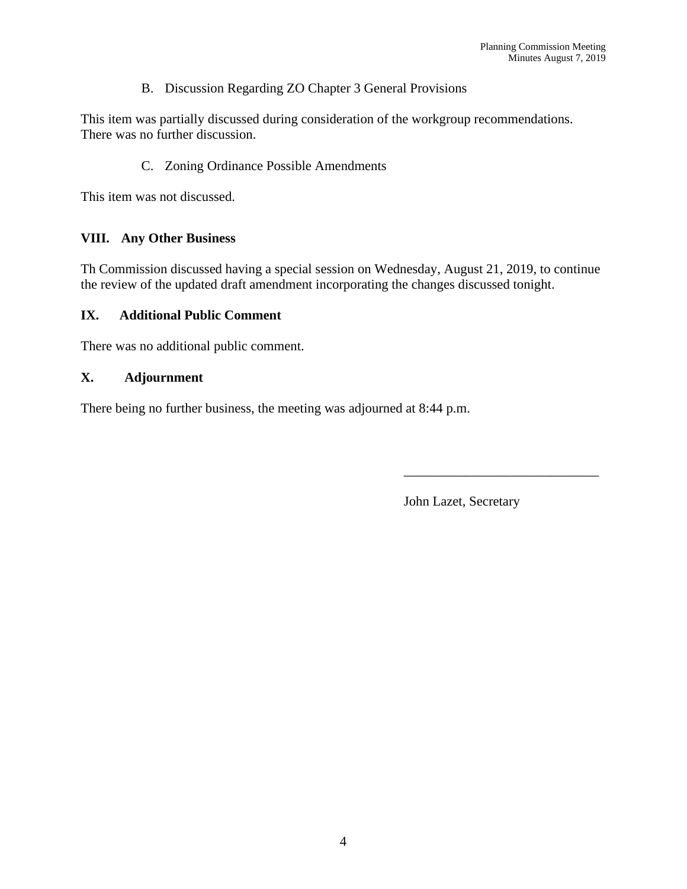B. Discussion Regarding ZO Chapter 3 General Provisions

This item was partially discussed during consideration of the workgroup recommendations. There was no further discussion.

C. Zoning Ordinance Possible Amendments

This item was not discussed.

## VIII. Any Other Business

Th Commission discussed having a special session on Wednesday, August 21, 2019, to continue the review of the updated draft amendment incorporating the changes discussed tonight.

## IX. Additional Public Comment

There was no additional public comment.

## X. Adjournment

There being no further business, the meeting was adjourned at 8:44 p.m.

\_\_\_\_\_\_\_\_\_\_\_\_\_\_\_\_\_\_\_\_\_\_\_\_\_\_\_\_\_\_

John Lazet, Secretary